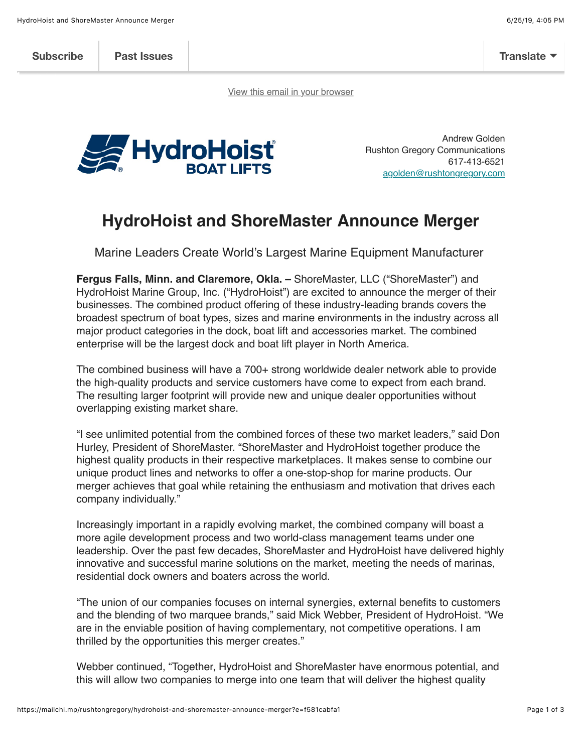Subscribe | Past Issues | Translate

View this email in your browser

HydroHoist BOAT LIFTS

Andrew Golden
Rushton Gregory Communications
617-413-6521
agolden@rushtongregory.com

# HydroHoist and ShoreMaster Announce Merger

Marine Leaders Create World's Largest Marine Equipment Manufacturer

**Fergus Falls, Minn. and Claremore, Okla. –** ShoreMaster, LLC ("ShoreMaster") and HydroHoist Marine Group, Inc. ("HydroHoist") are excited to announce the merger of their businesses. The combined product offering of these industry-leading brands covers the broadest spectrum of boat types, sizes and marine environments in the industry across all major product categories in the dock, boat lift and accessories market. The combined enterprise will be the largest dock and boat lift player in North America.

The combined business will have a 700+ strong worldwide dealer network able to provide the high-quality products and service customers have come to expect from each brand. The resulting larger footprint will provide new and unique dealer opportunities without overlapping existing market share.

"I see unlimited potential from the combined forces of these two market leaders," said Don Hurley, President of ShoreMaster. "ShoreMaster and HydroHoist together produce the highest quality products in their respective marketplaces. It makes sense to combine our unique product lines and networks to offer a one-stop-shop for marine products. Our merger achieves that goal while retaining the enthusiasm and motivation that drives each company individually."

Increasingly important in a rapidly evolving market, the combined company will boast a more agile development process and two world-class management teams under one leadership. Over the past few decades, ShoreMaster and HydroHoist have delivered highly innovative and successful marine solutions on the market, meeting the needs of marinas, residential dock owners and boaters across the world.

"The union of our companies focuses on internal synergies, external benefits to customers and the blending of two marquee brands," said Mick Webber, President of HydroHoist. "We are in the enviable position of having complementary, not competitive operations. I am thrilled by the opportunities this merger creates."

Webber continued, "Together, HydroHoist and ShoreMaster have enormous potential, and this will allow two companies to merge into one team that will deliver the highest quality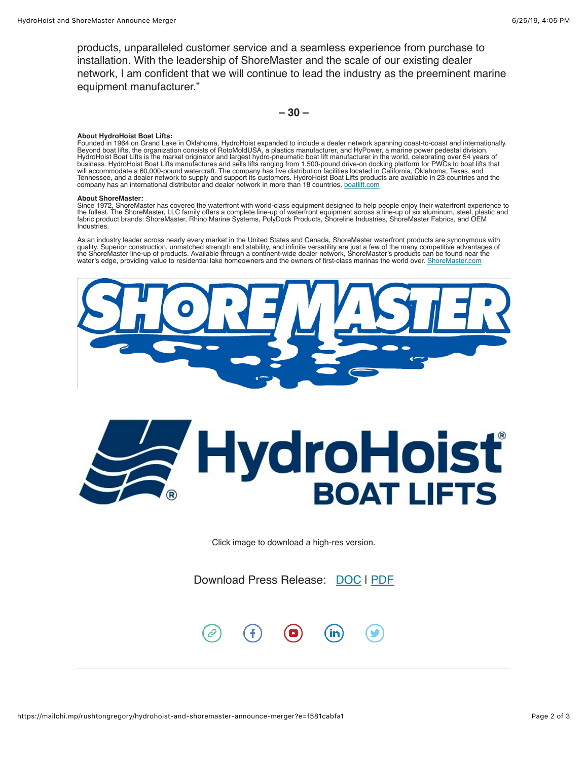products, unparalleled customer service and a seamless experience from purchase to installation. With the leadership of ShoreMaster and the scale of our existing dealer network, I am confident that we will continue to lead the industry as the preeminent marine equipment manufacturer."

**– 30 –**

**About HydroHoist Boat Lifts:**
Founded in 1964 on Grand Lake in Oklahoma, HydroHoist expanded to include a dealer network spanning coast-to-coast and internationally. Beyond boat lifts, the organization consists of RotoMoldUSA, a plastics manufacturer, and HyPower, a marine power pedestal division. HydroHoist Boat Lifts is the market originator and largest hydro-pneumatic boat lift manufacturer in the world, celebrating over 54 years of business. HydroHoist Boat Lifts manufactures and sells lifts ranging from 1,500-pound drive-on docking platform for PWCs to boat lifts that will accommodate a 60,000-pound watercraft. The company has five distribution facilities located in California, Oklahoma, Texas, and Tennessee, and a dealer network to supply and support its customers. HydroHoist Boat Lifts products are available in 23 countries and the company has an international distributor and dealer network in more than 18 countries. boatlift.com

**About ShoreMaster:**
Since 1972, ShoreMaster has covered the waterfront with world-class equipment designed to help people enjoy their waterfront experience to the fullest. The ShoreMaster, LLC family offers a complete line-up of waterfront equipment across a line-up of six aluminum, steel, plastic and fabric product brands: ShoreMaster, Rhino Marine Systems, PolyDock Products, Shoreline Industries, ShoreMaster Fabrics, and OEM Industries.

As an industry leader across nearly every market in the United States and Canada, ShoreMaster waterfront products are synonymous with quality. Superior construction, unmatched strength and stability, and infinite versatility are just a few of the many competitive advantages of the ShoreMaster line-up of products. Available through a continent-wide dealer network, ShoreMaster's products can be found near the water's edge, providing value to residential lake homeowners and the owners of first-class marinas the world over. ShoreMaster.com

Click image to download a high-res version.

Download Press Release: DOC | PDF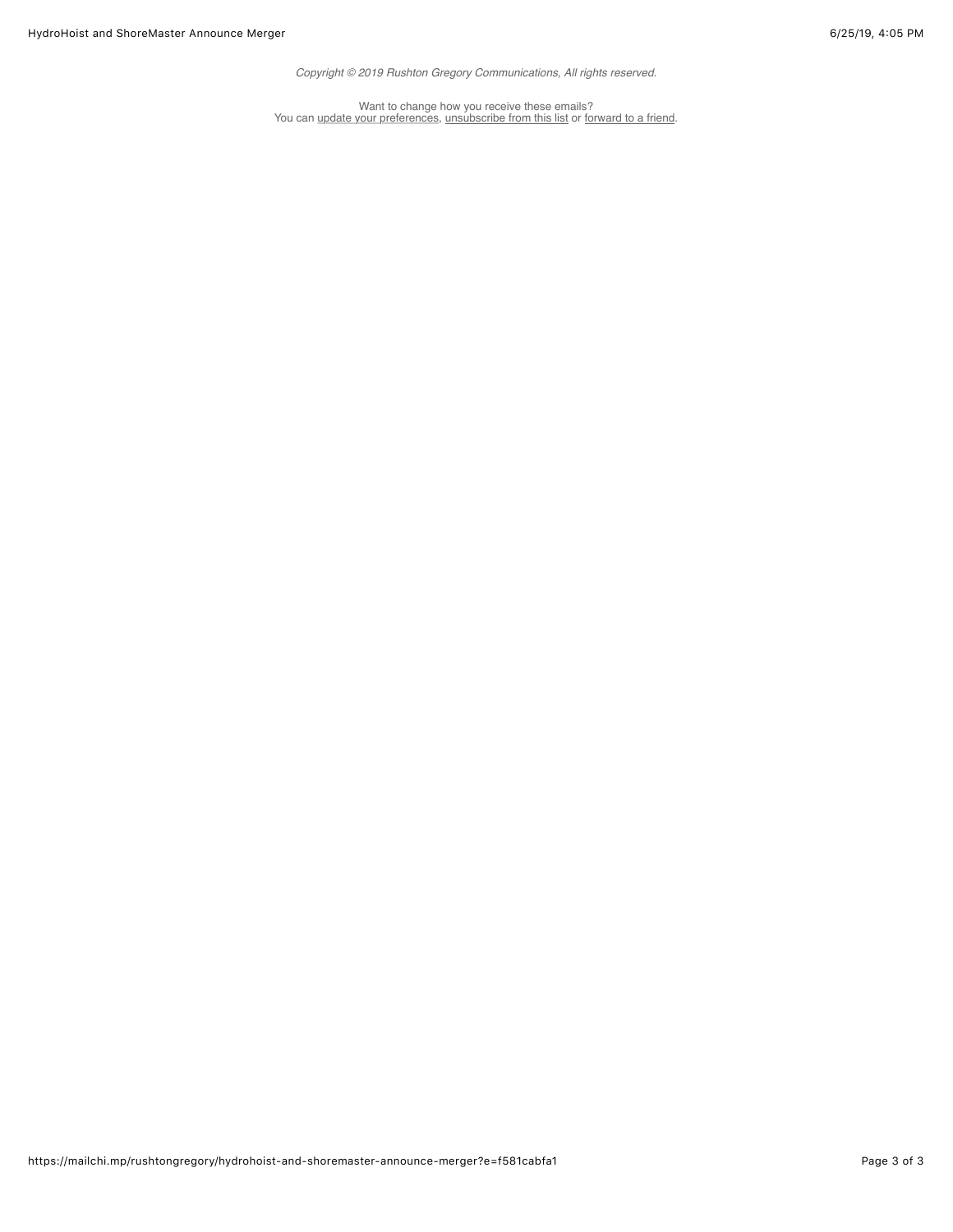*Copyright © 2019 Rushton Gregory Communications, All rights reserved.*

Want to change how you receive these emails?
You can update your preferences, unsubscribe from this list or forward to a friend.